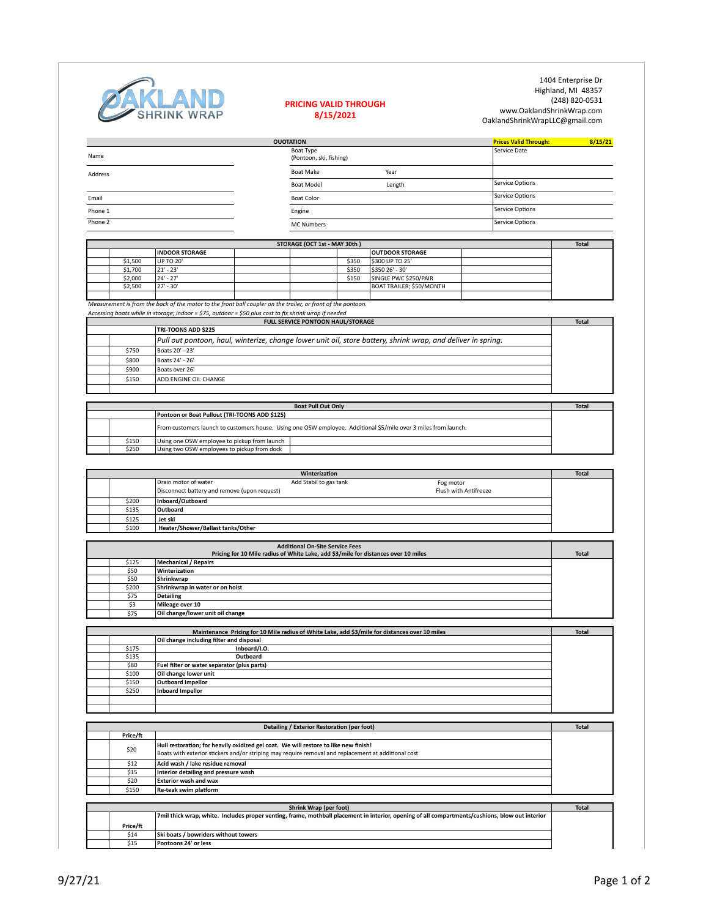# OAKLAND SHRINK WRAP

**PRICING VALID THROUGH 8/15/2021**

1404 Enterprise Dr
Highland, MI 48357
(248) 820-0531
www.OaklandShrinkWrap.com
OaklandShrinkWrapLLC@gmail.com

## QUOTATION

**Prices Valid Through: 8/15/21**

| | | | |
|---|---|---|---|
| Name | | Boat Type (Pontoon, ski, fishing) | Service Date |
| Address | | Boat Make / Year | |
| | | Boat Model / Length | Service Options |
| Email | | Boat Color | Service Options |
| Phone 1 | | Engine | Service Options |
| Phone 2 | | MC Numbers | Service Options |

## STORAGE (OCT 1st - MAY 30th )

| | Price | INDOOR STORAGE | | | Price | OUTDOOR STORAGE | | Total |
|---|---|---|---|---|---|---|---|---|
| | $1,500 | UP TO 20' | | | $350 | $300 UP TO 25' | | |
| | $1,700 | 21' - 23' | | | $350 | $350 26' - 30' | | |
| | $2,000 | 24' - 27' | | | $150 | SINGLE PWC $250/PAIR | | |
| | $2,500 | 27' - 30' | | | | BOAT TRAILER; $50/MONTH | | |

*Measurement is from the back of the motor to the front ball coupler on the trailer, or front of the pontoon.*
*Accessing boats while in storage; indoor = $75, outdoor = $50 plus cost to fix shrink wrap if needed*

## FULL SERVICE PONTOON HAUL/STORAGE

| | Price | Description | Total |
|---|---|---|---|
| | | **TRI-TOONS ADD $225** | |
| | | *Pull out pontoon, haul, winterize, change lower unit oil, store battery, shrink wrap, and deliver in spring.* | |
| | $750 | Boats 20' - 23' | |
| | $800 | Boats 24' - 26' | |
| | $900 | Boats over 26' | |
| | $150 | ADD ENGINE OIL CHANGE | |

## Boat Pull Out Only

| | Price | Description | Total |
|---|---|---|---|
| | | **Pontoon or Boat Pullout (TRI-TOONS ADD $125)** | |
| | | From customers launch to customers house. Using one OSW employee. Additional $5/mile over 3 miles from launch. | |
| | $150 | Using one OSW employee to pickup from launch | |
| | $250 | Using two OSW employees to pickup from dock | |

## Winterization

| | Price | Description | Total |
|---|---|---|---|
| | | Drain motor of water; Add Stabil to gas tank; Fog motor; Disconnect battery and remove (upon request); Flush with Antifreeze | |
| | $200 | **Inboard/Outboard** | |
| | $135 | **Outboard** | |
| | $125 | **Jet ski** | |
| | $100 | **Heater/Shower/Ballast tanks/Other** | |

## Additional On-Site Service Fees
Pricing for 10 Mile radius of White Lake, add $3/mile for distances over 10 miles

| | Price | Description | Total |
|---|---|---|---|
| | $125 | **Mechanical / Repairs** | |
| | $50 | **Winterization** | |
| | $50 | **Shrinkwrap** | |
| | $200 | **Shrinkwrap in water or on hoist** | |
| | $75 | **Detailing** | |
| | $3 | **Mileage over 10** | |
| | $75 | **Oil change/lower unit oil change** | |

## Maintenance Pricing for 10 Mile radius of White Lake, add $3/mile for distances over 10 miles

| | Price | Description | Total |
|---|---|---|---|
| | | **Oil change including filter and disposal** | |
| | $175 | **Inboard/I.O.** | |
| | $135 | **Outboard** | |
| | $80 | **Fuel filter or water separator (plus parts)** | |
| | $100 | **Oil change lower unit** | |
| | $150 | **Outboard Impellor** | |
| | $250 | **Inboard Impellor** | |

## Detailing / Exterior Restoration (per foot)

| | Price/ft | Description | Total |
|---|---|---|---|
| | $20 | **Hull restoration; for heavily oxidized gel coat. We will restore to like new finish!** Boats with exterior stickers and/or striping may require removal and replacement at additional cost | |
| | $12 | **Acid wash / lake residue removal** | |
| | $15 | **Interior detailing and pressure wash** | |
| | $20 | **Exterior wash and wax** | |
| | $150 | **Re-teak swim platform** | |

## Shrink Wrap (per foot)

| | Price/ft | Description | Total |
|---|---|---|---|
| | | **7mil thick wrap, white. Includes proper venting, frame, mothball placement in interior, opening of all compartments/cushions, blow out interior** | |
| | $14 | **Ski boats / bowriders without towers** | |
| | $15 | **Pontoons 24' or less** | |

9/27/21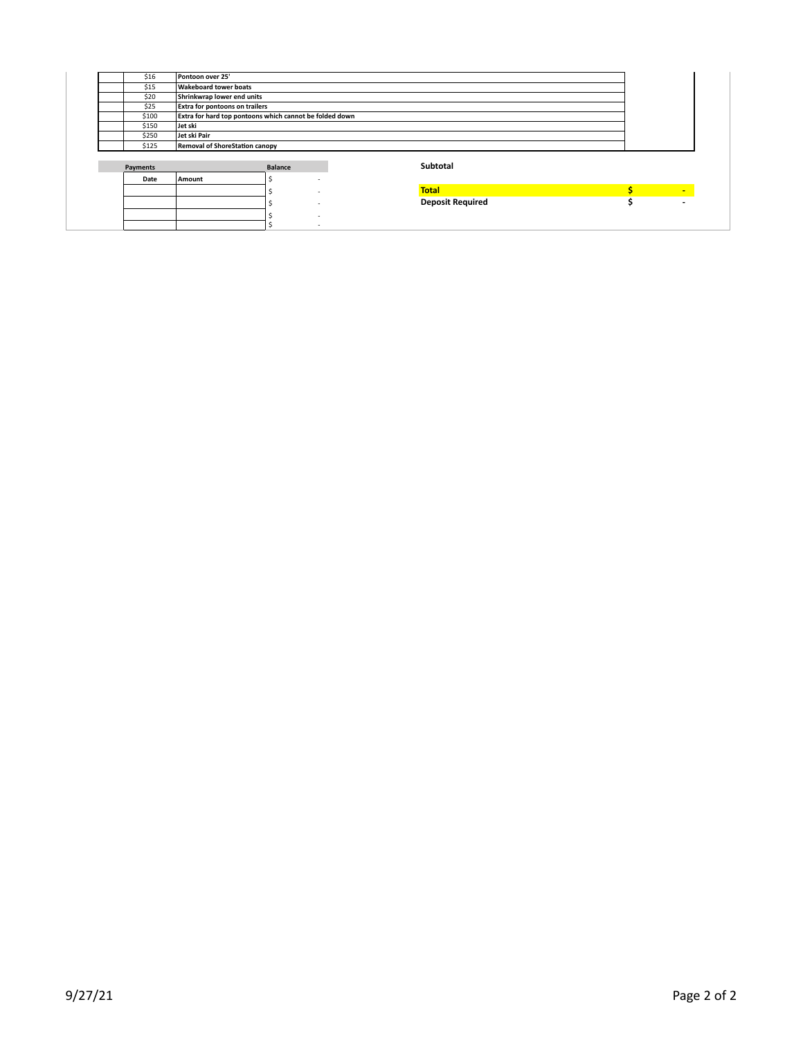| | | | |
|---|---|---|---|
| | $16 | Pontoon over 25' | |
| | $15 | Wakeboard tower boats | |
| | $20 | Shrinkwrap lower end units | |
| | $25 | Extra for pontoons on trailers | |
| | $100 | Extra for hard top pontoons which cannot be folded down | |
| | $150 | Jet ski | |
| | $250 | Jet ski Pair | |
| | $125 | Removal of ShoreStation canopy | |

| Payments | | Balance |
|---|---|---|
| Date | Amount | $ - |
| | | $ - |
| | | $ - |
| | | $ - |
| | | $ - |

| | |
|---|---|
| **Subtotal** | |
| **Total** | **$ -** |
| **Deposit Required** | **$ -** |

9/27/21